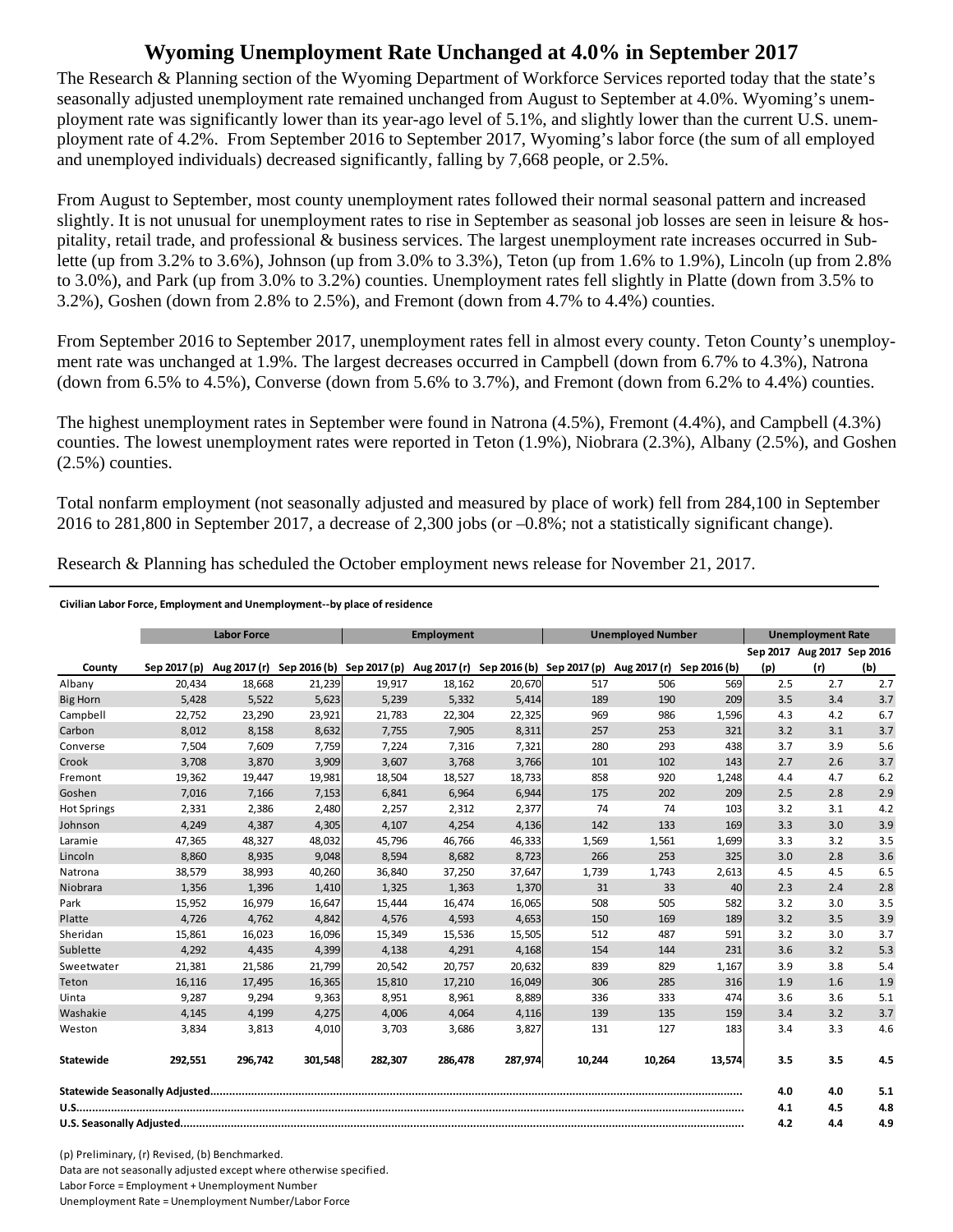# Wyoming Unemployment Rate Unchanged at 4.0% in September 2017

The Research & Planning section of the Wyoming Department of Workforce Services reported today that the state's seasonally adjusted unemployment rate remained unchanged from August to September at 4.0%. Wyoming's unemployment rate was significantly lower than its year-ago level of 5.1%, and slightly lower than the current U.S. unemployment rate of 4.2%. From September 2016 to September 2017, Wyoming's labor force (the sum of all employed and unemployed individuals) decreased significantly, falling by 7,668 people, or 2.5%.

From August to September, most county unemployment rates followed their normal seasonal pattern and increased slightly. It is not unusual for unemployment rates to rise in September as seasonal job losses are seen in leisure & hospitality, retail trade, and professional & business services. The largest unemployment rate increases occurred in Sublette (up from 3.2% to 3.6%), Johnson (up from 3.0% to 3.3%), Teton (up from 1.6% to 1.9%), Lincoln (up from 2.8% to 3.0%), and Park (up from 3.0% to 3.2%) counties. Unemployment rates fell slightly in Platte (down from 3.5% to 3.2%), Goshen (down from 2.8% to 2.5%), and Fremont (down from 4.7% to 4.4%) counties.

From September 2016 to September 2017, unemployment rates fell in almost every county. Teton County's unemployment rate was unchanged at 1.9%. The largest decreases occurred in Campbell (down from 6.7% to 4.3%), Natrona (down from 6.5% to 4.5%), Converse (down from 5.6% to 3.7%), and Fremont (down from 6.2% to 4.4%) counties.

The highest unemployment rates in September were found in Natrona (4.5%), Fremont (4.4%), and Campbell (4.3%) counties. The lowest unemployment rates were reported in Teton (1.9%), Niobrara (2.3%), Albany (2.5%), and Goshen (2.5%) counties.

Total nonfarm employment (not seasonally adjusted and measured by place of work) fell from 284,100 in September 2016 to 281,800 in September 2017, a decrease of 2,300 jobs (or –0.8%; not a statistically significant change).

Research & Planning has scheduled the October employment news release for November 21, 2017.

**Civilian Labor Force, Employment and Unemployment--by place of residence**

| | Labor Force | | | Employment | | | Unemployed Number | | | Unemployment Rate | | |
|---|---|---|---|---|---|---|---|---|---|---|---|---|
| County | Sep 2017 (p) | Aug 2017 (r) | Sep 2016 (b) | Sep 2017 (p) | Aug 2017 (r) | Sep 2016 (b) | Sep 2017 (p) | Aug 2017 (r) | Sep 2016 (b) | Sep 2017 (p) | Aug 2017 (r) | Sep 2016 (b) |
| Albany | 20,434 | 18,668 | 21,239 | 19,917 | 18,162 | 20,670 | 517 | 506 | 569 | 2.5 | 2.7 | 2.7 |
| Big Horn | 5,428 | 5,522 | 5,623 | 5,239 | 5,332 | 5,414 | 189 | 190 | 209 | 3.5 | 3.4 | 3.7 |
| Campbell | 22,752 | 23,290 | 23,921 | 21,783 | 22,304 | 22,325 | 969 | 986 | 1,596 | 4.3 | 4.2 | 6.7 |
| Carbon | 8,012 | 8,158 | 8,632 | 7,755 | 7,905 | 8,311 | 257 | 253 | 321 | 3.2 | 3.1 | 3.7 |
| Converse | 7,504 | 7,609 | 7,759 | 7,224 | 7,316 | 7,321 | 280 | 293 | 438 | 3.7 | 3.9 | 5.6 |
| Crook | 3,708 | 3,870 | 3,909 | 3,607 | 3,768 | 3,766 | 101 | 102 | 143 | 2.7 | 2.6 | 3.7 |
| Fremont | 19,362 | 19,447 | 19,981 | 18,504 | 18,527 | 18,733 | 858 | 920 | 1,248 | 4.4 | 4.7 | 6.2 |
| Goshen | 7,016 | 7,166 | 7,153 | 6,841 | 6,964 | 6,944 | 175 | 202 | 209 | 2.5 | 2.8 | 2.9 |
| Hot Springs | 2,331 | 2,386 | 2,480 | 2,257 | 2,312 | 2,377 | 74 | 74 | 103 | 3.2 | 3.1 | 4.2 |
| Johnson | 4,249 | 4,387 | 4,305 | 4,107 | 4,254 | 4,136 | 142 | 133 | 169 | 3.3 | 3.0 | 3.9 |
| Laramie | 47,365 | 48,327 | 48,032 | 45,796 | 46,766 | 46,333 | 1,569 | 1,561 | 1,699 | 3.3 | 3.2 | 3.5 |
| Lincoln | 8,860 | 8,935 | 9,048 | 8,594 | 8,682 | 8,723 | 266 | 253 | 325 | 3.0 | 2.8 | 3.6 |
| Natrona | 38,579 | 38,993 | 40,260 | 36,840 | 37,250 | 37,647 | 1,739 | 1,743 | 2,613 | 4.5 | 4.5 | 6.5 |
| Niobrara | 1,356 | 1,396 | 1,410 | 1,325 | 1,363 | 1,370 | 31 | 33 | 40 | 2.3 | 2.4 | 2.8 |
| Park | 15,952 | 16,979 | 16,647 | 15,444 | 16,474 | 16,065 | 508 | 505 | 582 | 3.2 | 3.0 | 3.5 |
| Platte | 4,726 | 4,762 | 4,842 | 4,576 | 4,593 | 4,653 | 150 | 169 | 189 | 3.2 | 3.5 | 3.9 |
| Sheridan | 15,861 | 16,023 | 16,096 | 15,349 | 15,536 | 15,505 | 512 | 487 | 591 | 3.2 | 3.0 | 3.7 |
| Sublette | 4,292 | 4,435 | 4,399 | 4,138 | 4,291 | 4,168 | 154 | 144 | 231 | 3.6 | 3.2 | 5.3 |
| Sweetwater | 21,381 | 21,586 | 21,799 | 20,542 | 20,757 | 20,632 | 839 | 829 | 1,167 | 3.9 | 3.8 | 5.4 |
| Teton | 16,116 | 17,495 | 16,365 | 15,810 | 17,210 | 16,049 | 306 | 285 | 316 | 1.9 | 1.6 | 1.9 |
| Uinta | 9,287 | 9,294 | 9,363 | 8,951 | 8,961 | 8,889 | 336 | 333 | 474 | 3.6 | 3.6 | 5.1 |
| Washakie | 4,145 | 4,199 | 4,275 | 4,006 | 4,064 | 4,116 | 139 | 135 | 159 | 3.4 | 3.2 | 3.7 |
| Weston | 3,834 | 3,813 | 4,010 | 3,703 | 3,686 | 3,827 | 131 | 127 | 183 | 3.4 | 3.3 | 4.6 |
| **Statewide** | **292,551** | **296,742** | **301,548** | **282,307** | **286,478** | **287,974** | **10,244** | **10,264** | **13,574** | **3.5** | **3.5** | **4.5** |
| **Statewide Seasonally Adjusted** | | | | | | | | | | **4.0** | **4.0** | **5.1** |
| **U.S.** | | | | | | | | | | **4.1** | **4.5** | **4.8** |
| **U.S. Seasonally Adjusted** | | | | | | | | | | **4.2** | **4.4** | **4.9** |

(p) Preliminary, (r) Revised, (b) Benchmarked.

Data are not seasonally adjusted except where otherwise specified.

Labor Force = Employment + Unemployment Number

Unemployment Rate = Unemployment Number/Labor Force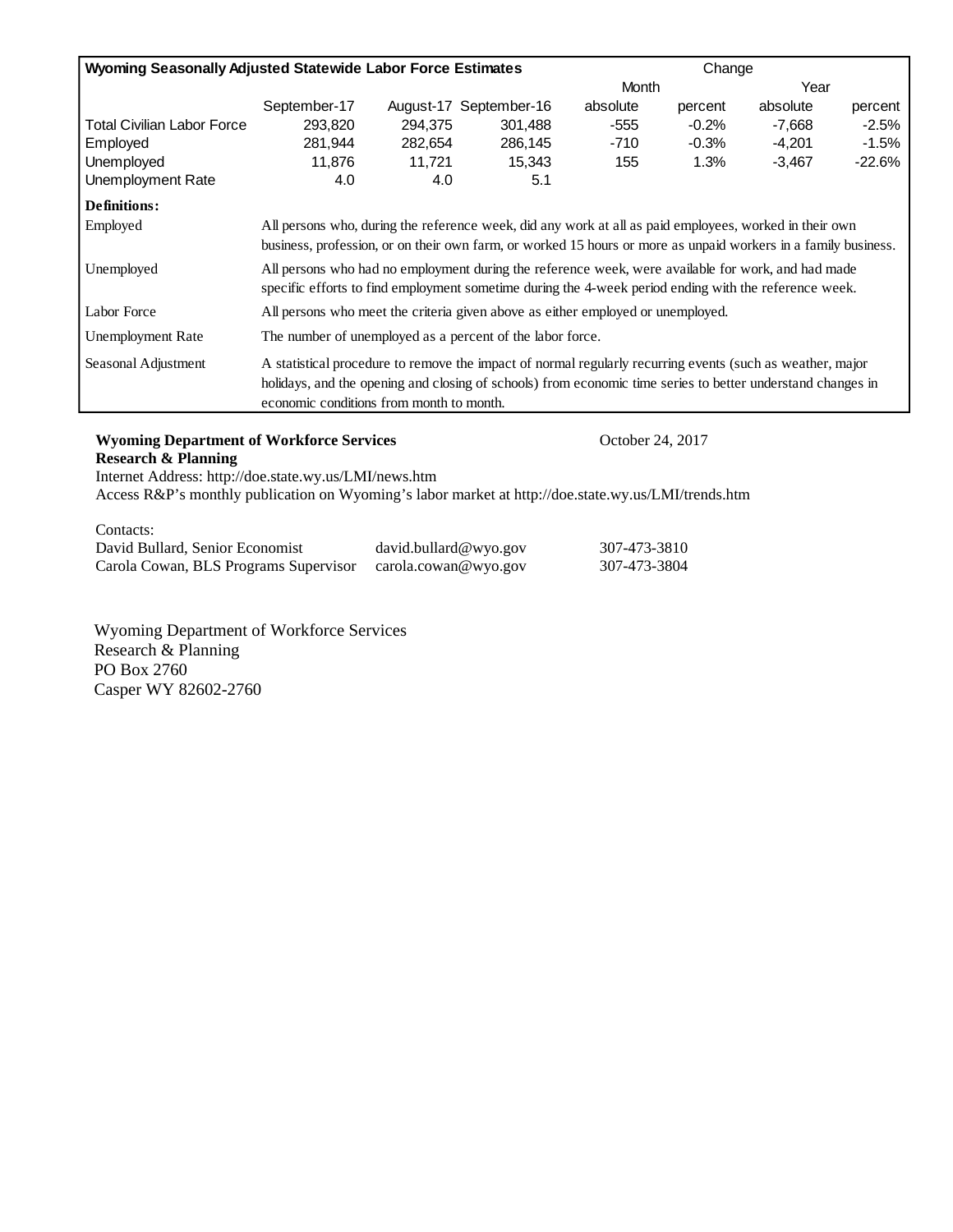| Wyoming Seasonally Adjusted Statewide Labor Force Estimates | | | | Change | | | |
|---|---|---|---|---|---|---|---|
| | | | | Month | | Year | |
| | September-17 | August-17 | September-16 | absolute | percent | absolute | percent |
| Total Civilian Labor Force | 293,820 | 294,375 | 301,488 | -555 | -0.2% | -7,668 | -2.5% |
| Employed | 281,944 | 282,654 | 286,145 | -710 | -0.3% | -4,201 | -1.5% |
| Unemployed | 11,876 | 11,721 | 15,343 | 155 | 1.3% | -3,467 | -22.6% |
| Unemployment Rate | 4.0 | 4.0 | 5.1 | | | | |

**Definitions:**

| | |
|---|---|
| Employed | All persons who, during the reference week, did any work at all as paid employees, worked in their own business, profession, or on their own farm, or worked 15 hours or more as unpaid workers in a family business. |
| Unemployed | All persons who had no employment during the reference week, were available for work, and had made specific efforts to find employment sometime during the 4-week period ending with the reference week. |
| Labor Force | All persons who meet the criteria given above as either employed or unemployed. |
| Unemployment Rate | The number of unemployed as a percent of the labor force. |
| Seasonal Adjustment | A statistical procedure to remove the impact of normal regularly recurring events (such as weather, major holidays, and the opening and closing of schools) from economic time series to better understand changes in economic conditions from month to month. |

**Wyoming Department of Workforce Services**
**Research & Planning**

October 24, 2017

Internet Address: http://doe.state.wy.us/LMI/news.htm
Access R&P's monthly publication on Wyoming's labor market at http://doe.state.wy.us/LMI/trends.htm

Contacts:

| | | |
|---|---|---|
| David Bullard, Senior Economist | david.bullard@wyo.gov | 307-473-3810 |
| Carola Cowan, BLS Programs Supervisor | carola.cowan@wyo.gov | 307-473-3804 |

Wyoming Department of Workforce Services
Research & Planning
PO Box 2760
Casper WY 82602-2760